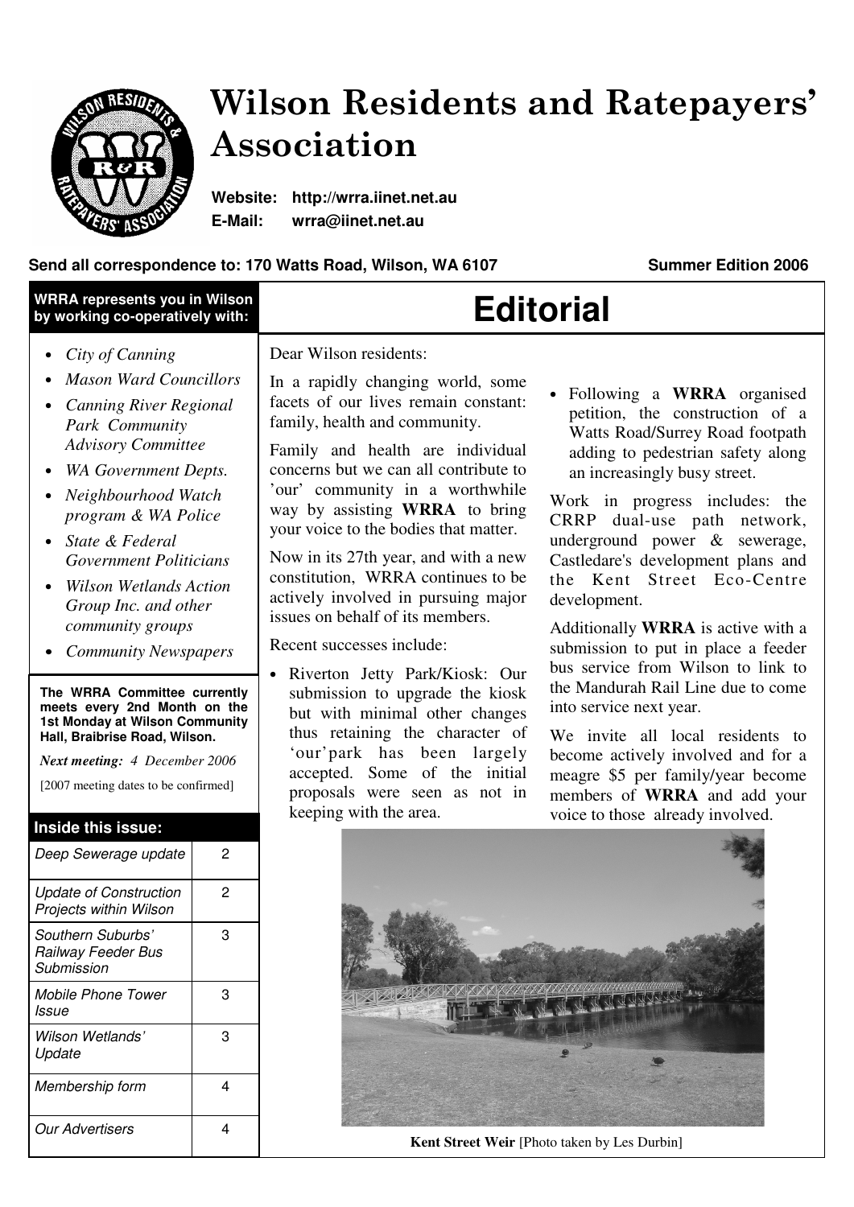# Wilson Residents and Ratepayers' Association

**Website:** http://wrra.iinet.net.au
**E-Mail:** wrra@iinet.net.au

**Send all correspondence to: 170 Watts Road, Wilson, WA 6107** **Summer Edition 2006**

## WRRA represents you in Wilson by working co-operatively with:

- *City of Canning*
- *Mason Ward Councillors*
- *Canning River Regional Park Community Advisory Committee*
- *WA Government Depts.*
- *Neighbourhood Watch program & WA Police*
- *State & Federal Government Politicians*
- *Wilson Wetlands Action Group Inc. and other community groups*
- *Community Newspapers*

**The WRRA Committee currently meets every 2nd Month on the 1st Monday at Wilson Community Hall, Braibrise Road, Wilson.**

*Next meeting: 4 December 2006*

[2007 meeting dates to be confirmed]

## Inside this issue:

| | |
|---|---|
| *Deep Sewerage update* | 2 |
| *Update of Construction Projects within Wilson* | 2 |
| *Southern Suburbs' Railway Feeder Bus Submission* | 3 |
| *Mobile Phone Tower Issue* | 3 |
| *Wilson Wetlands' Update* | 3 |
| *Membership form* | 4 |
| *Our Advertisers* | 4 |

# Editorial

Dear Wilson residents:

In a rapidly changing world, some facets of our lives remain constant: family, health and community.

Family and health are individual concerns but we can all contribute to 'our' community in a worthwhile way by assisting **WRRA** to bring your voice to the bodies that matter.

Now in its 27th year, and with a new constitution, WRRA continues to be actively involved in pursuing major issues on behalf of its members.

Recent successes include:

- Riverton Jetty Park/Kiosk: Our submission to upgrade the kiosk but with minimal other changes thus retaining the character of 'our' park has been largely accepted. Some of the initial proposals were seen as not in keeping with the area.
- Following a **WRRA** organised petition, the construction of a Watts Road/Surrey Road footpath adding to pedestrian safety along an increasingly busy street.

Work in progress includes: the CRRP dual-use path network, underground power & sewerage, Castledare's development plans and the Kent Street Eco-Centre development.

Additionally **WRRA** is active with a submission to put in place a feeder bus service from Wilson to link to the Mandurah Rail Line due to come into service next year.

We invite all local residents to become actively involved and for a meagre $5 per family/year become members of **WRRA** and add your voice to those already involved.

**Kent Street Weir** [Photo taken by Les Durbin]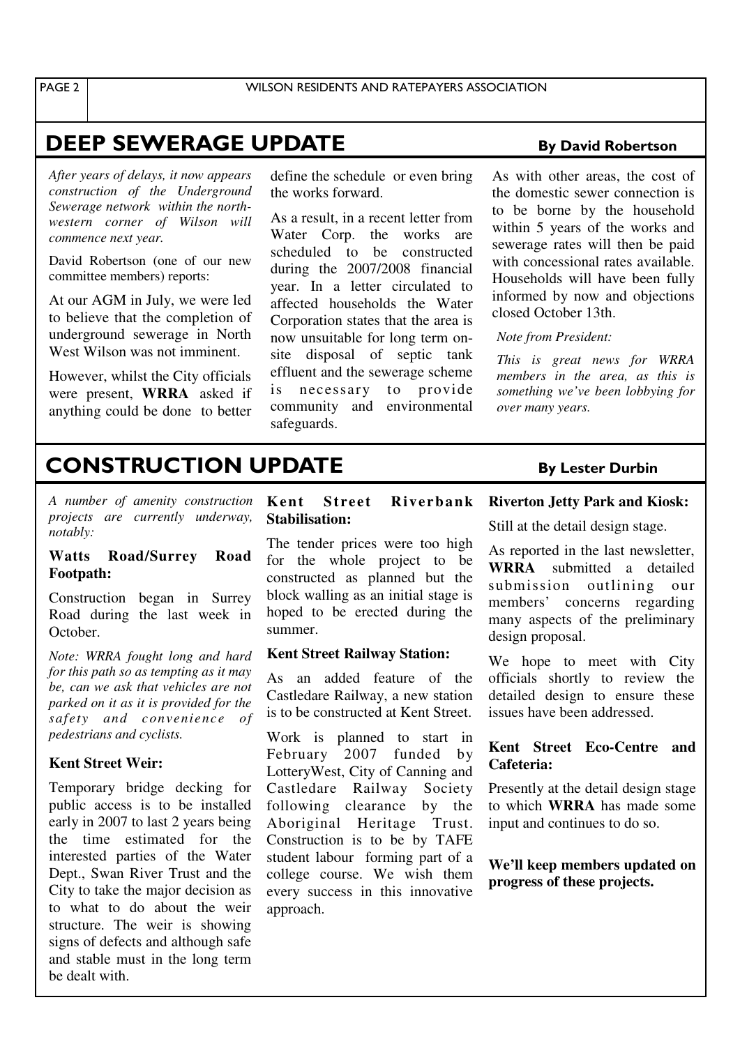## DEEP SEWERAGE UPDATE

**By David Robertson**

*After years of delays, it now appears construction of the Underground Sewerage network within the north-western corner of Wilson will commence next year.*

David Robertson (one of our new committee members) reports:

At our AGM in July, we were led to believe that the completion of underground sewerage in North West Wilson was not imminent.

However, whilst the City officials were present, **WRRA** asked if anything could be done to better define the schedule or even bring the works forward.

As a result, in a recent letter from Water Corp. the works are scheduled to be constructed during the 2007/2008 financial year. In a letter circulated to affected households the Water Corporation states that the area is now unsuitable for long term on-site disposal of septic tank effluent and the sewerage scheme is necessary to provide community and environmental safeguards.

As with other areas, the cost of the domestic sewer connection is to be borne by the household within 5 years of the works and sewerage rates will then be paid with concessional rates available. Households will have been fully informed by now and objections closed October 13th.

*Note from President:*

*This is great news for WRRA members in the area, as this is something we've been lobbying for over many years.*

## CONSTRUCTION UPDATE

**By Lester Durbin**

*A number of amenity construction projects are currently underway, notably:*

**Watts Road/Surrey Road Footpath:**

Construction began in Surrey Road during the last week in October.

*Note: WRRA fought long and hard for this path so as tempting as it may be, can we ask that vehicles are not parked on it as it is provided for the safety and convenience of pedestrians and cyclists.*

**Kent Street Weir:**

Temporary bridge decking for public access is to be installed early in 2007 to last 2 years being the time estimated for the interested parties of the Water Dept., Swan River Trust and the City to take the major decision as to what to do about the weir structure. The weir is showing signs of defects and although safe and stable must in the long term be dealt with.

**Kent Street Riverbank Stabilisation:**

The tender prices were too high for the whole project to be constructed as planned but the block walling as an initial stage is hoped to be erected during the summer.

**Kent Street Railway Station:**

As an added feature of the Castledare Railway, a new station is to be constructed at Kent Street.

Work is planned to start in February 2007 funded by LotteryWest, City of Canning and Castledare Railway Society following clearance by the Aboriginal Heritage Trust. Construction is to be by TAFE student labour forming part of a college course. We wish them every success in this innovative approach.

**Riverton Jetty Park and Kiosk:**

Still at the detail design stage.

As reported in the last newsletter, **WRRA** submitted a detailed submission outlining our members' concerns regarding many aspects of the preliminary design proposal.

We hope to meet with City officials shortly to review the detailed design to ensure these issues have been addressed.

**Kent Street Eco-Centre and Cafeteria:**

Presently at the detail design stage to which **WRRA** has made some input and continues to do so.

**We'll keep members updated on progress of these projects.**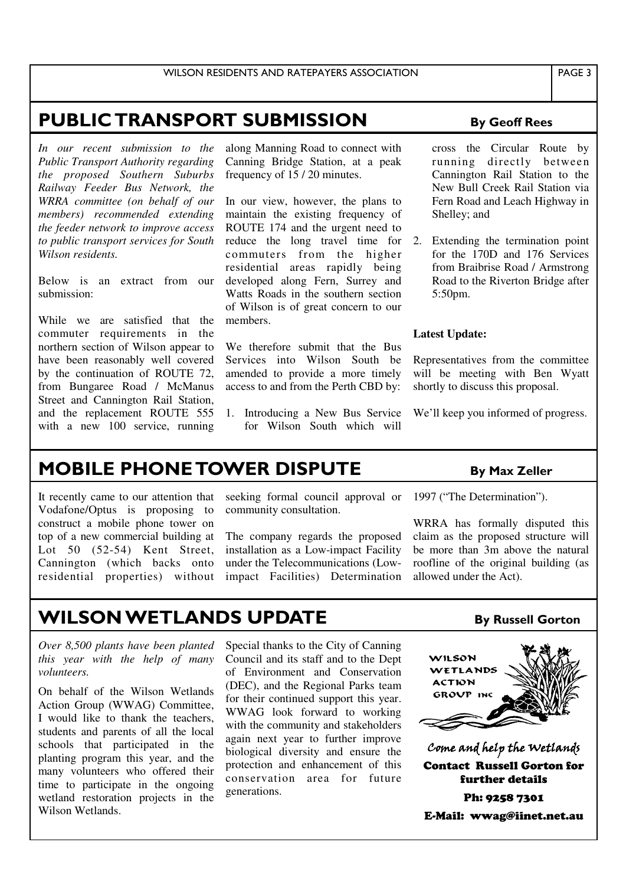## PUBLIC TRANSPORT SUBMISSION

**By Geoff Rees**

*In our recent submission to the Public Transport Authority regarding the proposed Southern Suburbs Railway Feeder Bus Network, the WRRA committee (on behalf of our members) recommended extending the feeder network to improve access to public transport services for South Wilson residents.*

Below is an extract from our submission:

While we are satisfied that the commuter requirements in the northern section of Wilson appear to have been reasonably well covered by the continuation of ROUTE 72, from Bungaree Road / McManus Street and Cannington Rail Station, and the replacement ROUTE 555 with a new 100 service, running along Manning Road to connect with Canning Bridge Station, at a peak frequency of 15 / 20 minutes.

In our view, however, the plans to maintain the existing frequency of ROUTE 174 and the urgent need to reduce the long travel time for commuters from the higher residential areas rapidly being developed along Fern, Surrey and Watts Roads in the southern section of Wilson is of great concern to our members.

We therefore submit that the Bus Services into Wilson South be amended to provide a more timely access to and from the Perth CBD by:

1. Introducing a New Bus Service for Wilson South which will cross the Circular Route by running directly between Cannington Rail Station to the New Bull Creek Rail Station via Fern Road and Leach Highway in Shelley; and
2. Extending the termination point for the 170D and 176 Services from Braibrise Road / Armstrong Road to the Riverton Bridge after 5:50pm.

**Latest Update:**

Representatives from the committee will be meeting with Ben Wyatt shortly to discuss this proposal.

We'll keep you informed of progress.

## MOBILE PHONE TOWER DISPUTE

**By Max Zeller**

It recently came to our attention that Vodafone/Optus is proposing to construct a mobile phone tower on top of a new commercial building at Lot 50 (52-54) Kent Street, Cannington (which backs onto residential properties) without seeking formal council approval or community consultation.

The company regards the proposed installation as a Low-impact Facility under the Telecommunications (Low-impact Facilities) Determination 1997 ("The Determination").

WRRA has formally disputed this claim as the proposed structure will be more than 3m above the natural roofline of the original building (as allowed under the Act).

## WILSON WETLANDS UPDATE

**By Russell Gorton**

*Over 8,500 plants have been planted this year with the help of many volunteers.*

On behalf of the Wilson Wetlands Action Group (WWAG) Committee, I would like to thank the teachers, students and parents of all the local schools that participated in the planting program this year, and the many volunteers who offered their time to participate in the ongoing wetland restoration projects in the Wilson Wetlands.

Special thanks to the City of Canning Council and its staff and to the Dept of Environment and Conservation (DEC), and the Regional Parks team for their continued support this year. WWAG look forward to working with the community and stakeholders again next year to further improve biological diversity and ensure the protection and enhancement of this conservation area for future generations.

WILSON WETLANDS ACTION GROUP INC

*Come and help the Wetlands*

**Contact Russell Gorton for further details**

**Ph: 9258 7301**

**E-Mail: wwag@iinet.net.au**